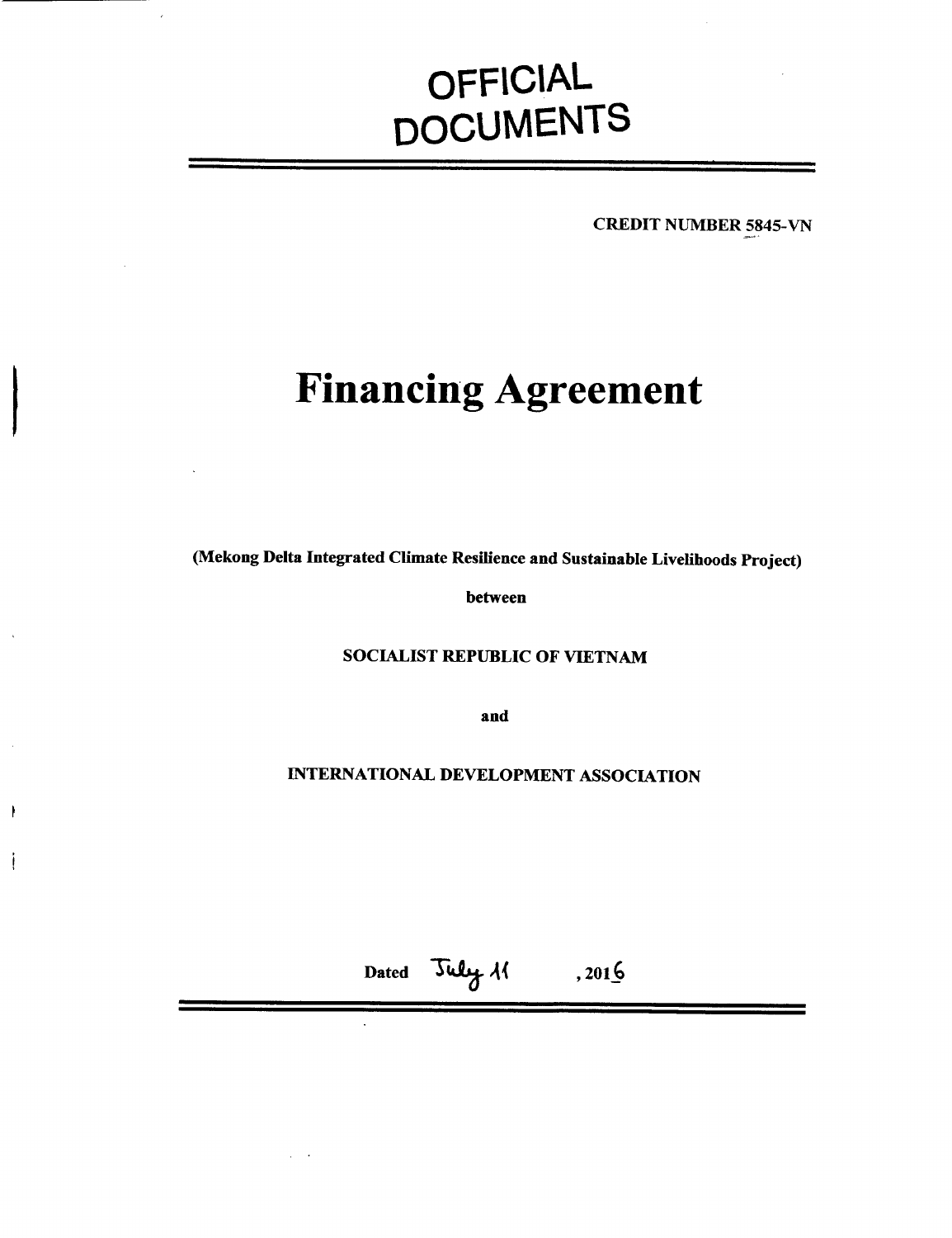# OFFICIAL DOCUMENTS

**CREDIT NUMBER 5845-VN**

# Financing Agreement

**(Mekong Delta Integrated Climate Resilience and Sustainable Livelihoods Project)**

**between**

**SOCIALIST REPUBLIC OF VIETNAM**

**and**

**INTERNATIONAL DEVELOPMENT ASSOCIATION**

**Dated** July 11 **, 2016**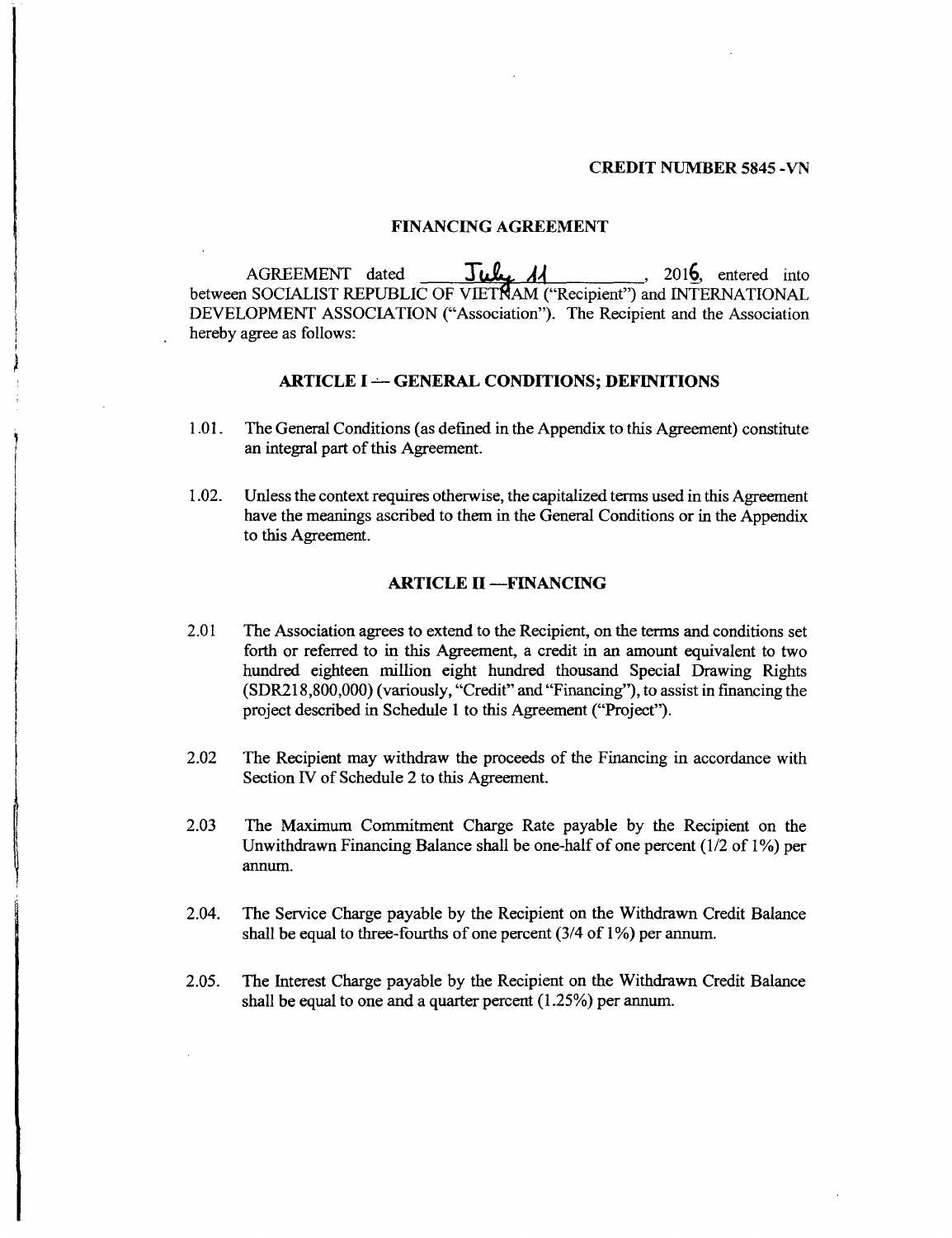**CREDIT NUMBER 5845 -VN**

## FINANCING AGREEMENT

AGREEMENT dated July 11, 2016, entered into between SOCIALIST REPUBLIC OF VIETNAM ("Recipient") and INTERNATIONAL DEVELOPMENT ASSOCIATION ("Association"). The Recipient and the Association hereby agree as follows:

### ARTICLE I — GENERAL CONDITIONS; DEFINITIONS

1.01. The General Conditions (as defined in the Appendix to this Agreement) constitute an integral part of this Agreement.

1.02. Unless the context requires otherwise, the capitalized terms used in this Agreement have the meanings ascribed to them in the General Conditions or in the Appendix to this Agreement.

### ARTICLE II —FINANCING

2.01 The Association agrees to extend to the Recipient, on the terms and conditions set forth or referred to in this Agreement, a credit in an amount equivalent to two hundred eighteen million eight hundred thousand Special Drawing Rights (SDR218,800,000) (variously, "Credit" and "Financing"), to assist in financing the project described in Schedule 1 to this Agreement ("Project").

2.02 The Recipient may withdraw the proceeds of the Financing in accordance with Section IV of Schedule 2 to this Agreement.

2.03 The Maximum Commitment Charge Rate payable by the Recipient on the Unwithdrawn Financing Balance shall be one-half of one percent (1/2 of 1%) per annum.

2.04. The Service Charge payable by the Recipient on the Withdrawn Credit Balance shall be equal to three-fourths of one percent (3/4 of 1%) per annum.

2.05. The Interest Charge payable by the Recipient on the Withdrawn Credit Balance shall be equal to one and a quarter percent (1.25%) per annum.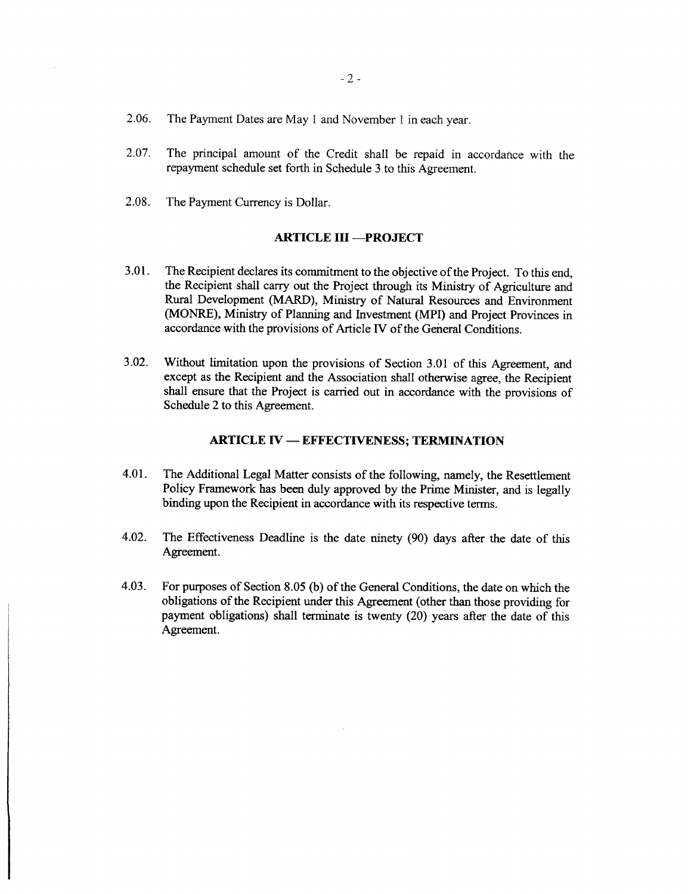2.06. The Payment Dates are May 1 and November 1 in each year.

2.07. The principal amount of the Credit shall be repaid in accordance with the repayment schedule set forth in Schedule 3 to this Agreement.

2.08. The Payment Currency is Dollar.

## ARTICLE III —PROJECT

3.01. The Recipient declares its commitment to the objective of the Project. To this end, the Recipient shall carry out the Project through its Ministry of Agriculture and Rural Development (MARD), Ministry of Natural Resources and Environment (MONRE), Ministry of Planning and Investment (MPI) and Project Provinces in accordance with the provisions of Article IV of the General Conditions.

3.02. Without limitation upon the provisions of Section 3.01 of this Agreement, and except as the Recipient and the Association shall otherwise agree, the Recipient shall ensure that the Project is carried out in accordance with the provisions of Schedule 2 to this Agreement.

## ARTICLE IV — EFFECTIVENESS; TERMINATION

4.01. The Additional Legal Matter consists of the following, namely, the Resettlement Policy Framework has been duly approved by the Prime Minister, and is legally binding upon the Recipient in accordance with its respective terms.

4.02. The Effectiveness Deadline is the date ninety (90) days after the date of this Agreement.

4.03. For purposes of Section 8.05 (b) of the General Conditions, the date on which the obligations of the Recipient under this Agreement (other than those providing for payment obligations) shall terminate is twenty (20) years after the date of this Agreement.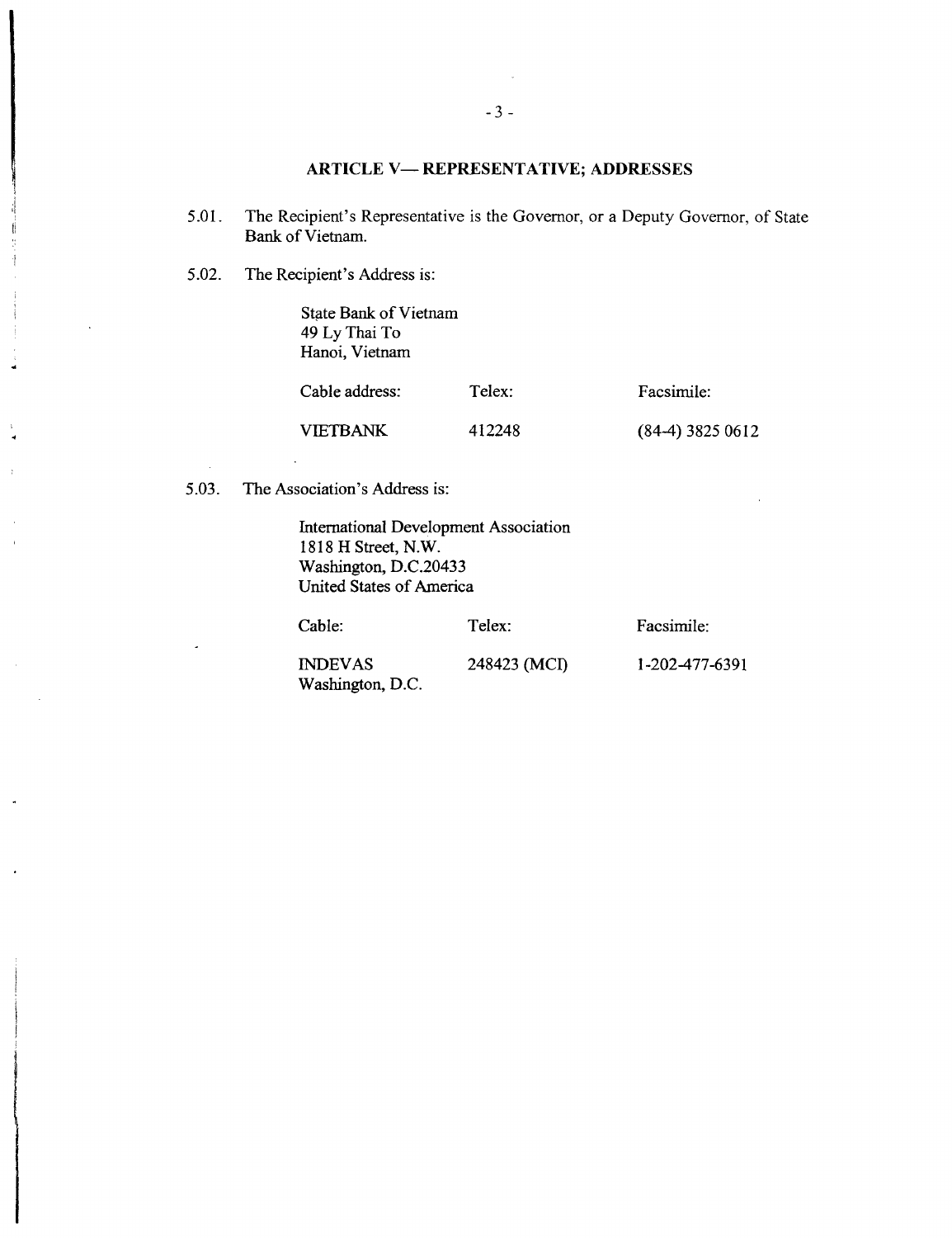## ARTICLE V— REPRESENTATIVE; ADDRESSES

5.01. The Recipient's Representative is the Governor, or a Deputy Governor, of State Bank of Vietnam.

5.02. The Recipient's Address is:

State Bank of Vietnam
49 Ly Thai To
Hanoi, Vietnam

| Cable address: | Telex: | Facsimile: |
|---|---|---|
| VIETBANK | 412248 | (84-4) 3825 0612 |

5.03. The Association's Address is:

International Development Association
1818 H Street, N.W.
Washington, D.C.20433
United States of America

| Cable: | Telex: | Facsimile: |
|---|---|---|
| INDEVAS<br>Washington, D.C. | 248423 (MCI) | 1-202-477-6391 |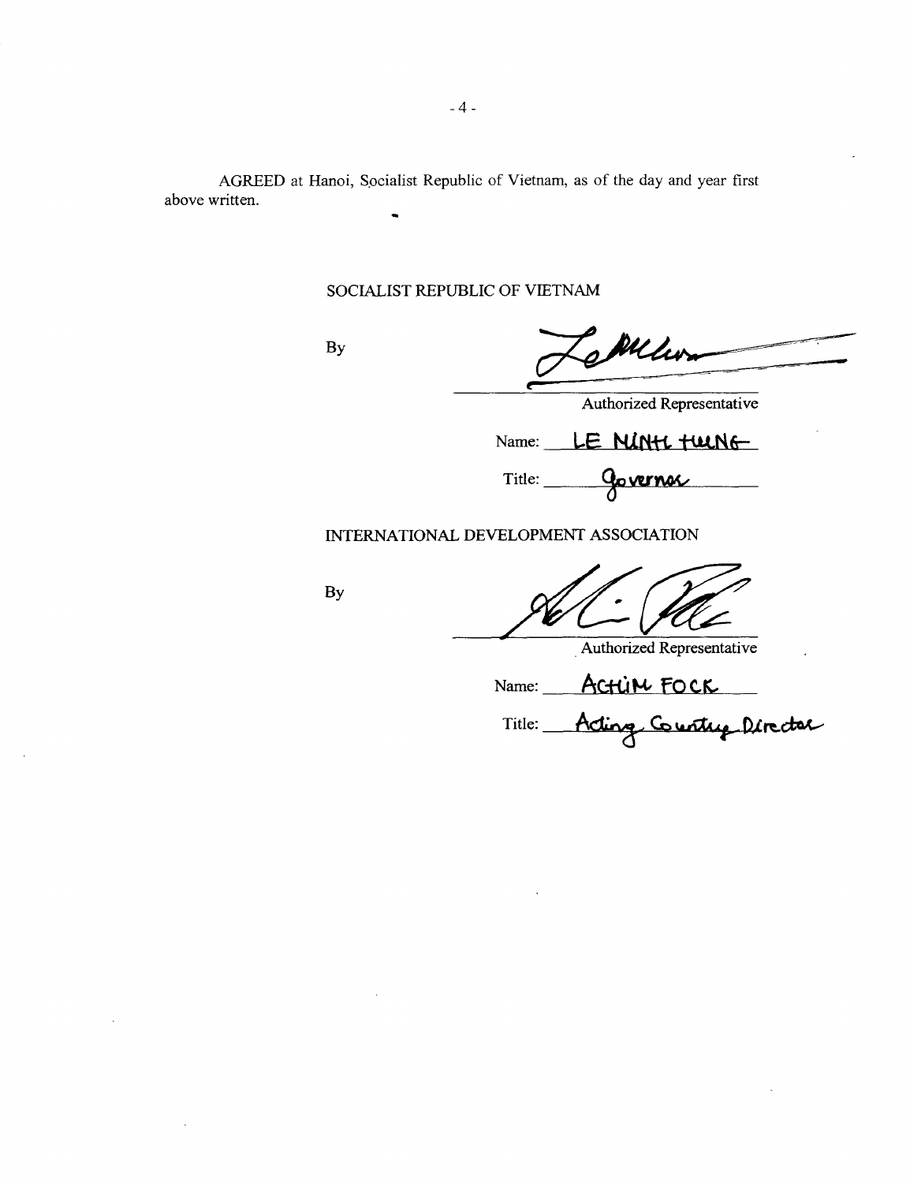AGREED at Hanoi, Socialist Republic of Vietnam, as of the day and year first above written.

SOCIALIST REPUBLIC OF VIETNAM

By

Authorized Representative

Name: LE MINH HUNG

Title: Governor

INTERNATIONAL DEVELOPMENT ASSOCIATION

By

Authorized Representative

Name: ACHIM FOCK

Title: Acting Country Director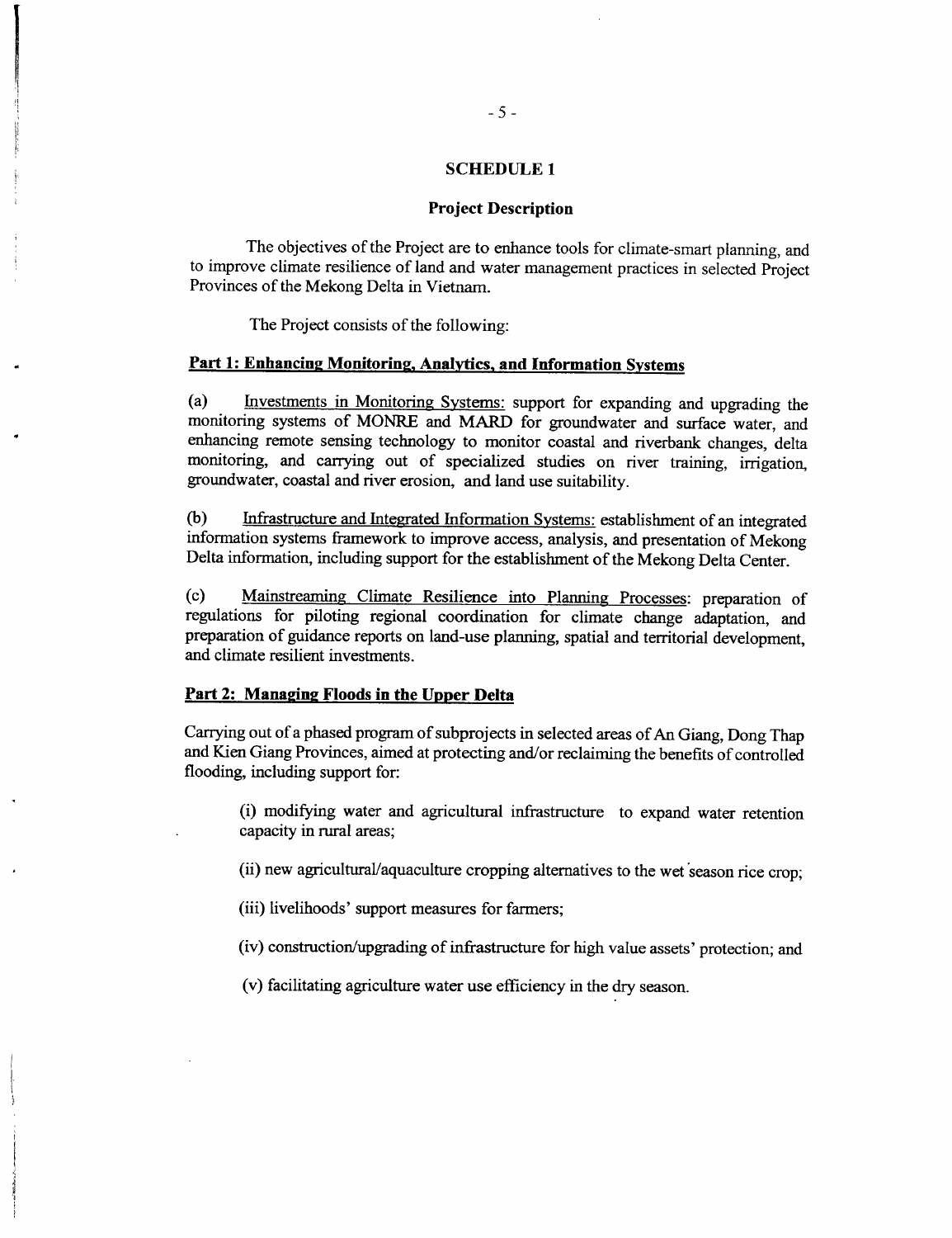# SCHEDULE 1

## Project Description

The objectives of the Project are to enhance tools for climate-smart planning, and to improve climate resilience of land and water management practices in selected Project Provinces of the Mekong Delta in Vietnam.

The Project consists of the following:

### Part 1: Enhancing Monitoring, Analytics, and Information Systems

(a) Investments in Monitoring Systems: support for expanding and upgrading the monitoring systems of MONRE and MARD for groundwater and surface water, and enhancing remote sensing technology to monitor coastal and riverbank changes, delta monitoring, and carrying out of specialized studies on river training, irrigation, groundwater, coastal and river erosion, and land use suitability.

(b) Infrastructure and Integrated Information Systems: establishment of an integrated information systems framework to improve access, analysis, and presentation of Mekong Delta information, including support for the establishment of the Mekong Delta Center.

(c) Mainstreaming Climate Resilience into Planning Processes: preparation of regulations for piloting regional coordination for climate change adaptation, and preparation of guidance reports on land-use planning, spatial and territorial development, and climate resilient investments.

### Part 2: Managing Floods in the Upper Delta

Carrying out of a phased program of subprojects in selected areas of An Giang, Dong Thap and Kien Giang Provinces, aimed at protecting and/or reclaiming the benefits of controlled flooding, including support for:

(i) modifying water and agricultural infrastructure to expand water retention capacity in rural areas;

(ii) new agricultural/aquaculture cropping alternatives to the wet season rice crop;

(iii) livelihoods' support measures for farmers;

(iv) construction/upgrading of infrastructure for high value assets' protection; and

(v) facilitating agriculture water use efficiency in the dry season.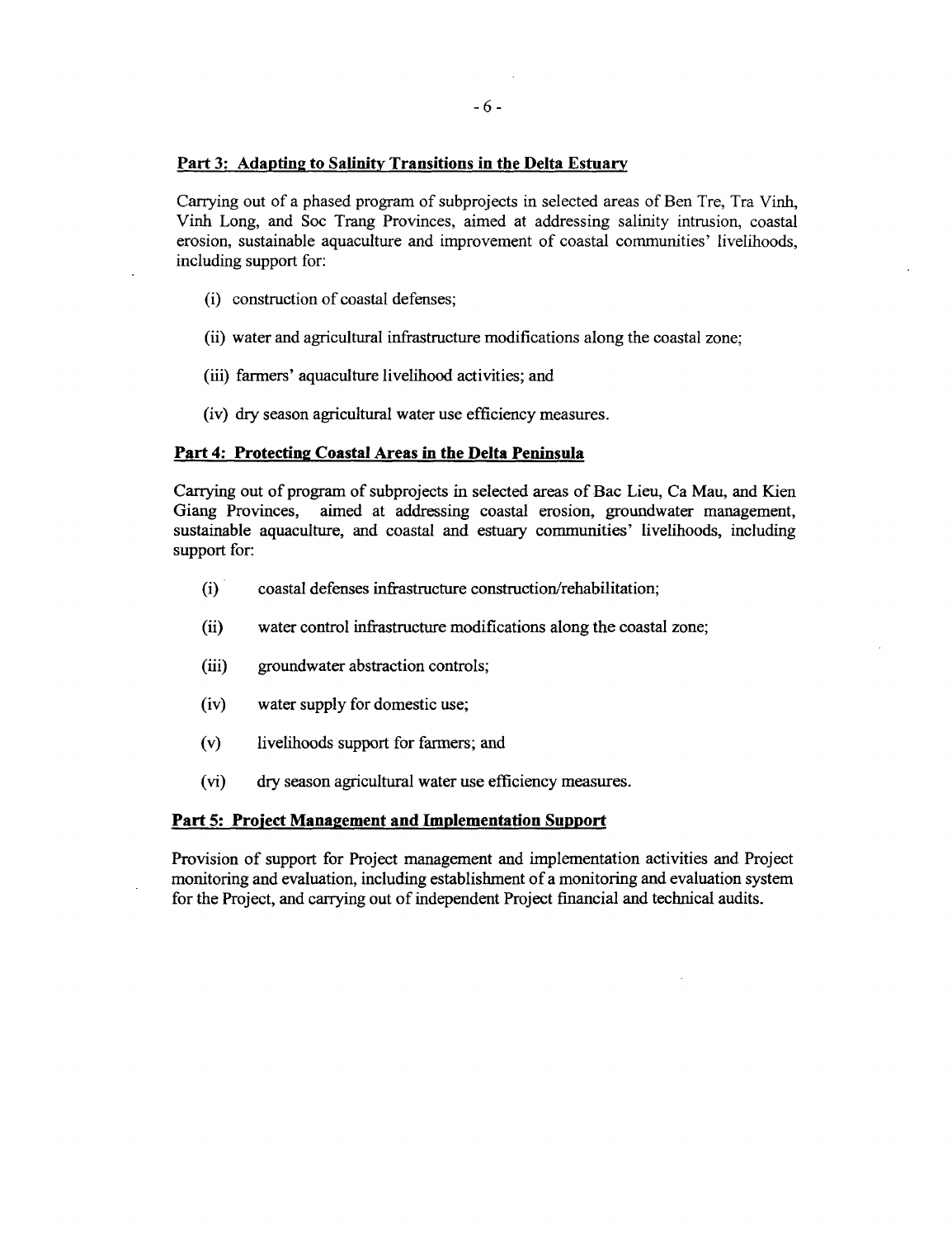**Part 3: Adapting to Salinity Transitions in the Delta Estuary**

Carrying out of a phased program of subprojects in selected areas of Ben Tre, Tra Vinh, Vinh Long, and Soc Trang Provinces, aimed at addressing salinity intrusion, coastal erosion, sustainable aquaculture and improvement of coastal communities' livelihoods, including support for:

(i) construction of coastal defenses;

(ii) water and agricultural infrastructure modifications along the coastal zone;

(iii) farmers' aquaculture livelihood activities; and

(iv) dry season agricultural water use efficiency measures.

**Part 4: Protecting Coastal Areas in the Delta Peninsula**

Carrying out of program of subprojects in selected areas of Bac Lieu, Ca Mau, and Kien Giang Provinces, aimed at addressing coastal erosion, groundwater management, sustainable aquaculture, and coastal and estuary communities' livelihoods, including support for:

(i) coastal defenses infrastructure construction/rehabilitation;

(ii) water control infrastructure modifications along the coastal zone;

(iii) groundwater abstraction controls;

(iv) water supply for domestic use;

(v) livelihoods support for farmers; and

(vi) dry season agricultural water use efficiency measures.

**Part 5: Project Management and Implementation Support**

Provision of support for Project management and implementation activities and Project monitoring and evaluation, including establishment of a monitoring and evaluation system for the Project, and carrying out of independent Project financial and technical audits.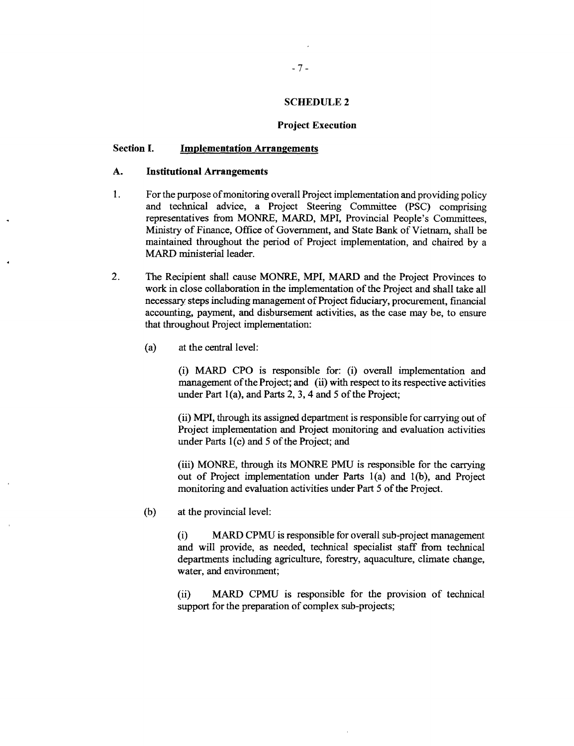## SCHEDULE 2

### Project Execution

### Section I. Implementation Arrangements

#### A. Institutional Arrangements

1. For the purpose of monitoring overall Project implementation and providing policy and technical advice, a Project Steering Committee (PSC) comprising representatives from MONRE, MARD, MPI, Provincial People's Committees, Ministry of Finance, Office of Government, and State Bank of Vietnam, shall be maintained throughout the period of Project implementation, and chaired by a MARD ministerial leader.

2. The Recipient shall cause MONRE, MPI, MARD and the Project Provinces to work in close collaboration in the implementation of the Project and shall take all necessary steps including management of Project fiduciary, procurement, financial accounting, payment, and disbursement activities, as the case may be, to ensure that throughout Project implementation:

   (a) at the central level:

   (i) MARD CPO is responsible for: (i) overall implementation and management of the Project; and (ii) with respect to its respective activities under Part 1(a), and Parts 2, 3, 4 and 5 of the Project;

   (ii) MPI, through its assigned department is responsible for carrying out of Project implementation and Project monitoring and evaluation activities under Parts 1(c) and 5 of the Project; and

   (iii) MONRE, through its MONRE PMU is responsible for the carrying out of Project implementation under Parts 1(a) and 1(b), and Project monitoring and evaluation activities under Part 5 of the Project.

   (b) at the provincial level:

   (i) MARD CPMU is responsible for overall sub-project management and will provide, as needed, technical specialist staff from technical departments including agriculture, forestry, aquaculture, climate change, water, and environment;

   (ii) MARD CPMU is responsible for the provision of technical support for the preparation of complex sub-projects;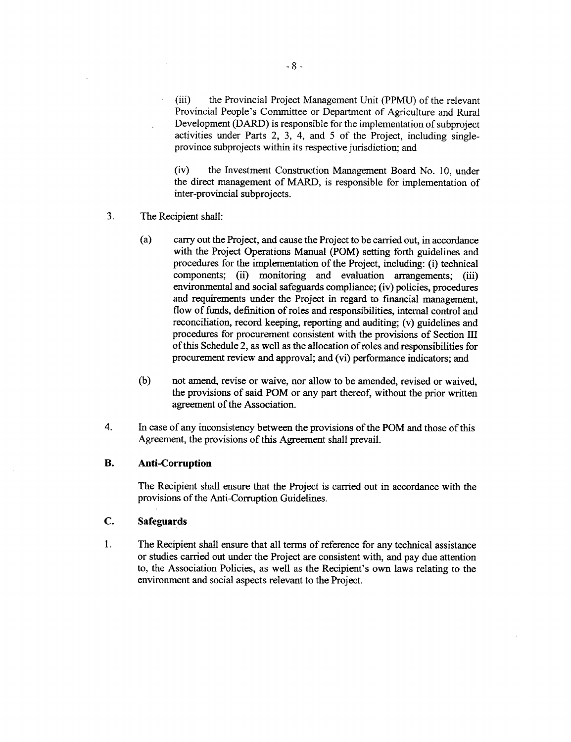(iii) the Provincial Project Management Unit (PPMU) of the relevant Provincial People's Committee or Department of Agriculture and Rural Development (DARD) is responsible for the implementation of subproject activities under Parts 2, 3, 4, and 5 of the Project, including single-province subprojects within its respective jurisdiction; and

(iv) the Investment Construction Management Board No. 10, under the direct management of MARD, is responsible for implementation of inter-provincial subprojects.

3. The Recipient shall:

(a) carry out the Project, and cause the Project to be carried out, in accordance with the Project Operations Manual (POM) setting forth guidelines and procedures for the implementation of the Project, including: (i) technical components; (ii) monitoring and evaluation arrangements; (iii) environmental and social safeguards compliance; (iv) policies, procedures and requirements under the Project in regard to financial management, flow of funds, definition of roles and responsibilities, internal control and reconciliation, record keeping, reporting and auditing; (v) guidelines and procedures for procurement consistent with the provisions of Section III of this Schedule 2, as well as the allocation of roles and responsibilities for procurement review and approval; and (vi) performance indicators; and

(b) not amend, revise or waive, nor allow to be amended, revised or waived, the provisions of said POM or any part thereof, without the prior written agreement of the Association.

4. In case of any inconsistency between the provisions of the POM and those of this Agreement, the provisions of this Agreement shall prevail.

### B. Anti-Corruption

The Recipient shall ensure that the Project is carried out in accordance with the provisions of the Anti-Corruption Guidelines.

### C. Safeguards

1. The Recipient shall ensure that all terms of reference for any technical assistance or studies carried out under the Project are consistent with, and pay due attention to, the Association Policies, as well as the Recipient's own laws relating to the environment and social aspects relevant to the Project.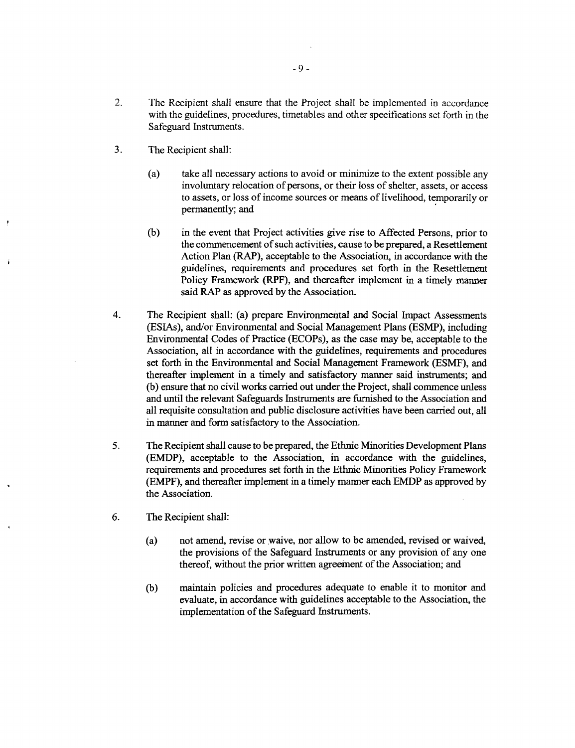2. The Recipient shall ensure that the Project shall be implemented in accordance with the guidelines, procedures, timetables and other specifications set forth in the Safeguard Instruments.

3. The Recipient shall:

   (a) take all necessary actions to avoid or minimize to the extent possible any involuntary relocation of persons, or their loss of shelter, assets, or access to assets, or loss of income sources or means of livelihood, temporarily or permanently; and

   (b) in the event that Project activities give rise to Affected Persons, prior to the commencement of such activities, cause to be prepared, a Resettlement Action Plan (RAP), acceptable to the Association, in accordance with the guidelines, requirements and procedures set forth in the Resettlement Policy Framework (RPF), and thereafter implement in a timely manner said RAP as approved by the Association.

4. The Recipient shall: (a) prepare Environmental and Social Impact Assessments (ESIAs), and/or Environmental and Social Management Plans (ESMP), including Environmental Codes of Practice (ECOPs), as the case may be, acceptable to the Association, all in accordance with the guidelines, requirements and procedures set forth in the Environmental and Social Management Framework (ESMF), and thereafter implement in a timely and satisfactory manner said instruments; and (b) ensure that no civil works carried out under the Project, shall commence unless and until the relevant Safeguards Instruments are furnished to the Association and all requisite consultation and public disclosure activities have been carried out, all in manner and form satisfactory to the Association.

5. The Recipient shall cause to be prepared, the Ethnic Minorities Development Plans (EMDP), acceptable to the Association, in accordance with the guidelines, requirements and procedures set forth in the Ethnic Minorities Policy Framework (EMPF), and thereafter implement in a timely manner each EMDP as approved by the Association.

6. The Recipient shall:

   (a) not amend, revise or waive, nor allow to be amended, revised or waived, the provisions of the Safeguard Instruments or any provision of any one thereof, without the prior written agreement of the Association; and

   (b) maintain policies and procedures adequate to enable it to monitor and evaluate, in accordance with guidelines acceptable to the Association, the implementation of the Safeguard Instruments.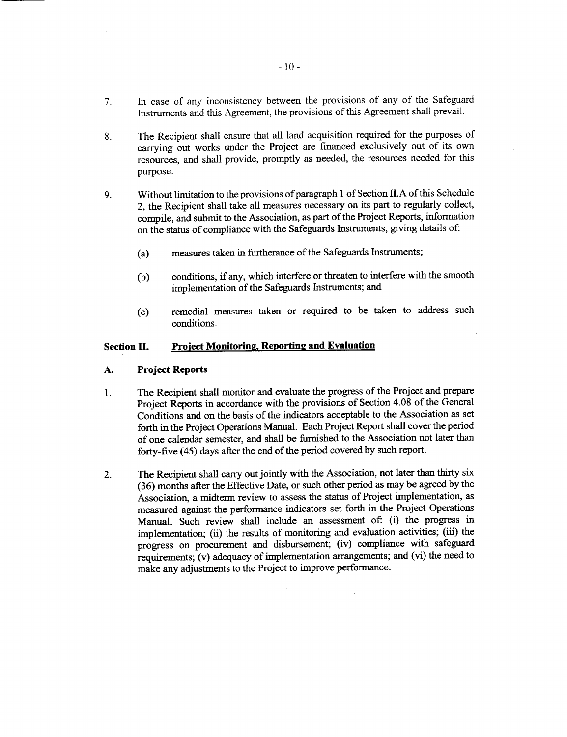7. In case of any inconsistency between the provisions of any of the Safeguard Instruments and this Agreement, the provisions of this Agreement shall prevail.

8. The Recipient shall ensure that all land acquisition required for the purposes of carrying out works under the Project are financed exclusively out of its own resources, and shall provide, promptly as needed, the resources needed for this purpose.

9. Without limitation to the provisions of paragraph 1 of Section II.A of this Schedule 2, the Recipient shall take all measures necessary on its part to regularly collect, compile, and submit to the Association, as part of the Project Reports, information on the status of compliance with the Safeguards Instruments, giving details of:

   (a) measures taken in furtherance of the Safeguards Instruments;

   (b) conditions, if any, which interfere or threaten to interfere with the smooth implementation of the Safeguards Instruments; and

   (c) remedial measures taken or required to be taken to address such conditions.

## Section II. Project Monitoring, Reporting and Evaluation

### A. Project Reports

1. The Recipient shall monitor and evaluate the progress of the Project and prepare Project Reports in accordance with the provisions of Section 4.08 of the General Conditions and on the basis of the indicators acceptable to the Association as set forth in the Project Operations Manual. Each Project Report shall cover the period of one calendar semester, and shall be furnished to the Association not later than forty-five (45) days after the end of the period covered by such report.

2. The Recipient shall carry out jointly with the Association, not later than thirty six (36) months after the Effective Date, or such other period as may be agreed by the Association, a midterm review to assess the status of Project implementation, as measured against the performance indicators set forth in the Project Operations Manual. Such review shall include an assessment of: (i) the progress in implementation; (ii) the results of monitoring and evaluation activities; (iii) the progress on procurement and disbursement; (iv) compliance with safeguard requirements; (v) adequacy of implementation arrangements; and (vi) the need to make any adjustments to the Project to improve performance.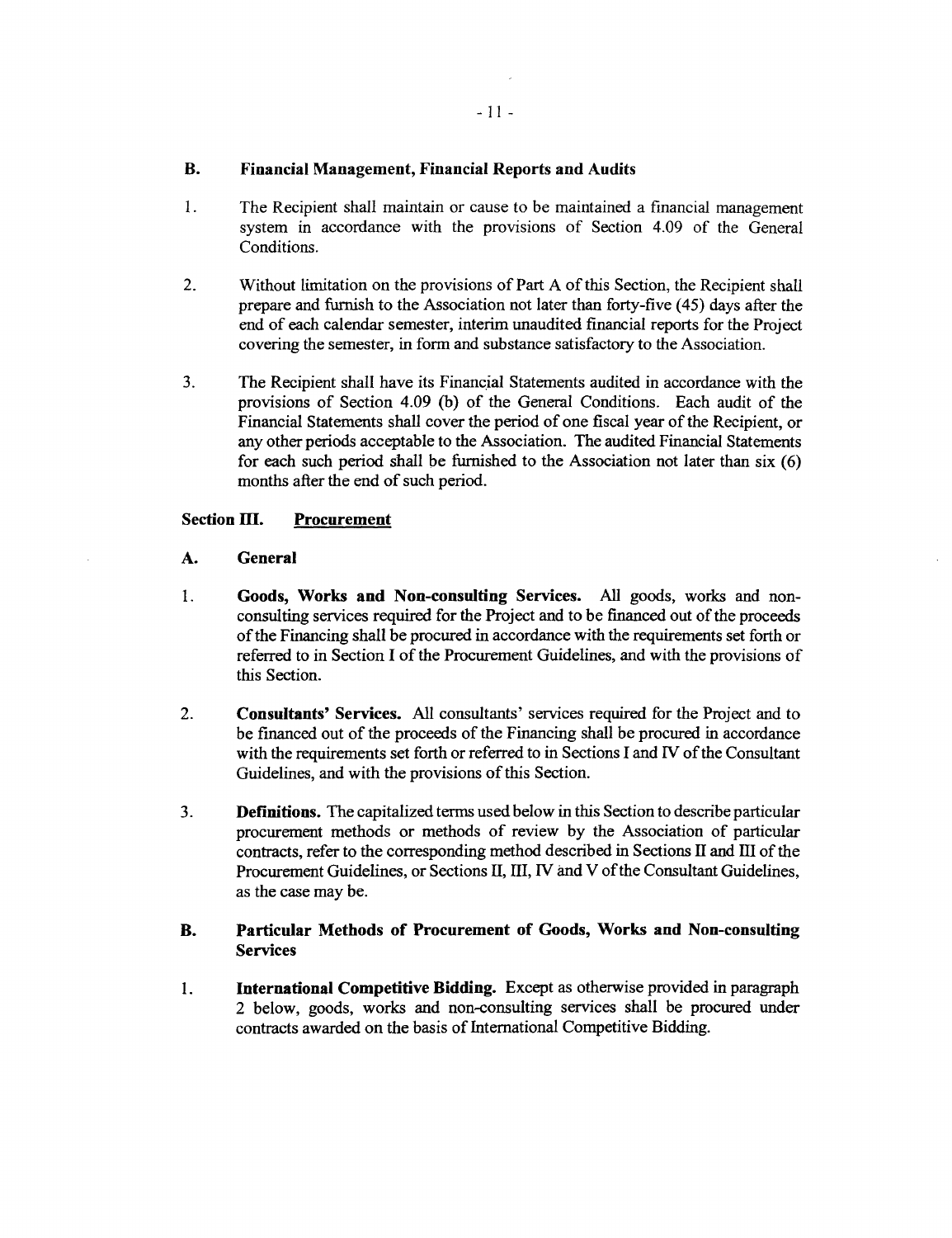### B. Financial Management, Financial Reports and Audits

1. The Recipient shall maintain or cause to be maintained a financial management system in accordance with the provisions of Section 4.09 of the General Conditions.

2. Without limitation on the provisions of Part A of this Section, the Recipient shall prepare and furnish to the Association not later than forty-five (45) days after the end of each calendar semester, interim unaudited financial reports for the Project covering the semester, in form and substance satisfactory to the Association.

3. The Recipient shall have its Financial Statements audited in accordance with the provisions of Section 4.09 (b) of the General Conditions. Each audit of the Financial Statements shall cover the period of one fiscal year of the Recipient, or any other periods acceptable to the Association. The audited Financial Statements for each such period shall be furnished to the Association not later than six (6) months after the end of such period.

## Section III. Procurement

### A. General

1. **Goods, Works and Non-consulting Services.** All goods, works and non-consulting services required for the Project and to be financed out of the proceeds of the Financing shall be procured in accordance with the requirements set forth or referred to in Section I of the Procurement Guidelines, and with the provisions of this Section.

2. **Consultants' Services.** All consultants' services required for the Project and to be financed out of the proceeds of the Financing shall be procured in accordance with the requirements set forth or referred to in Sections I and IV of the Consultant Guidelines, and with the provisions of this Section.

3. **Definitions.** The capitalized terms used below in this Section to describe particular procurement methods or methods of review by the Association of particular contracts, refer to the corresponding method described in Sections II and III of the Procurement Guidelines, or Sections II, III, IV and V of the Consultant Guidelines, as the case may be.

### B. Particular Methods of Procurement of Goods, Works and Non-consulting Services

1. **International Competitive Bidding.** Except as otherwise provided in paragraph 2 below, goods, works and non-consulting services shall be procured under contracts awarded on the basis of International Competitive Bidding.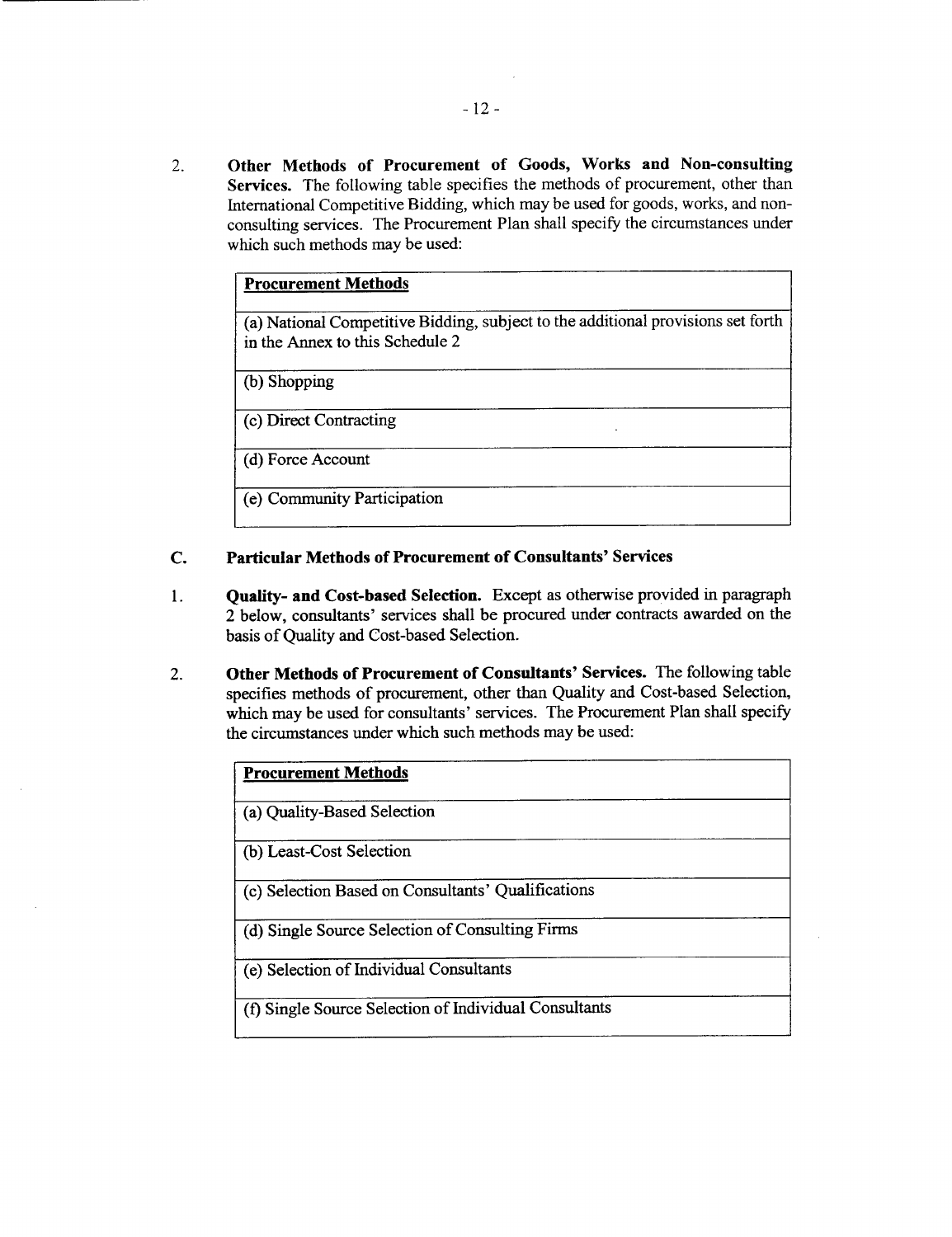2. **Other Methods of Procurement of Goods, Works and Non-consulting Services.** The following table specifies the methods of procurement, other than International Competitive Bidding, which may be used for goods, works, and non-consulting services. The Procurement Plan shall specify the circumstances under which such methods may be used:

| **Procurement Methods** |
|---|
| (a) National Competitive Bidding, subject to the additional provisions set forth in the Annex to this Schedule 2 |
| (b) Shopping |
| (c) Direct Contracting |
| (d) Force Account |
| (e) Community Participation |

## C. Particular Methods of Procurement of Consultants' Services

1. **Quality- and Cost-based Selection.** Except as otherwise provided in paragraph 2 below, consultants' services shall be procured under contracts awarded on the basis of Quality and Cost-based Selection.

2. **Other Methods of Procurement of Consultants' Services.** The following table specifies methods of procurement, other than Quality and Cost-based Selection, which may be used for consultants' services. The Procurement Plan shall specify the circumstances under which such methods may be used:

| **Procurement Methods** |
|---|
| (a) Quality-Based Selection |
| (b) Least-Cost Selection |
| (c) Selection Based on Consultants' Qualifications |
| (d) Single Source Selection of Consulting Firms |
| (e) Selection of Individual Consultants |
| (f) Single Source Selection of Individual Consultants |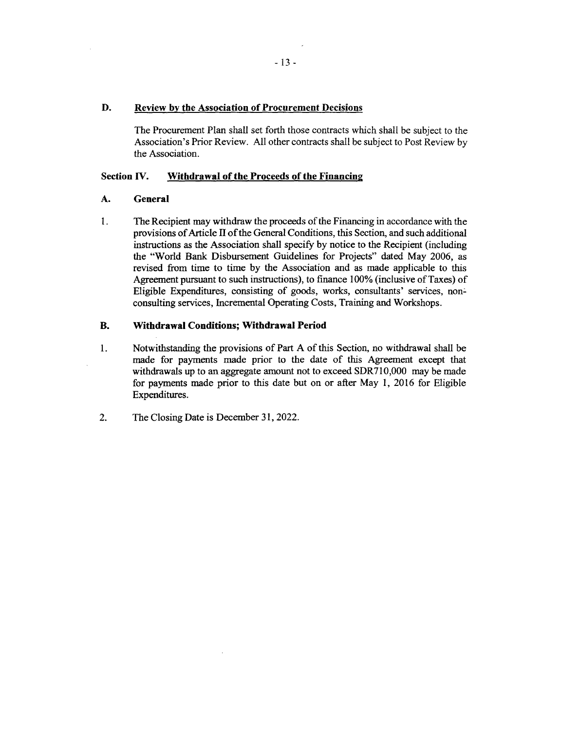### D. Review by the Association of Procurement Decisions

The Procurement Plan shall set forth those contracts which shall be subject to the Association's Prior Review. All other contracts shall be subject to Post Review by the Association.

## Section IV. Withdrawal of the Proceeds of the Financing

### A. General

1. The Recipient may withdraw the proceeds of the Financing in accordance with the provisions of Article II of the General Conditions, this Section, and such additional instructions as the Association shall specify by notice to the Recipient (including the "World Bank Disbursement Guidelines for Projects" dated May 2006, as revised from time to time by the Association and as made applicable to this Agreement pursuant to such instructions), to finance 100% (inclusive of Taxes) of Eligible Expenditures, consisting of goods, works, consultants' services, non-consulting services, Incremental Operating Costs, Training and Workshops.

### B. Withdrawal Conditions; Withdrawal Period

1. Notwithstanding the provisions of Part A of this Section, no withdrawal shall be made for payments made prior to the date of this Agreement except that withdrawals up to an aggregate amount not to exceed SDR710,000 may be made for payments made prior to this date but on or after May 1, 2016 for Eligible Expenditures.

2. The Closing Date is December 31, 2022.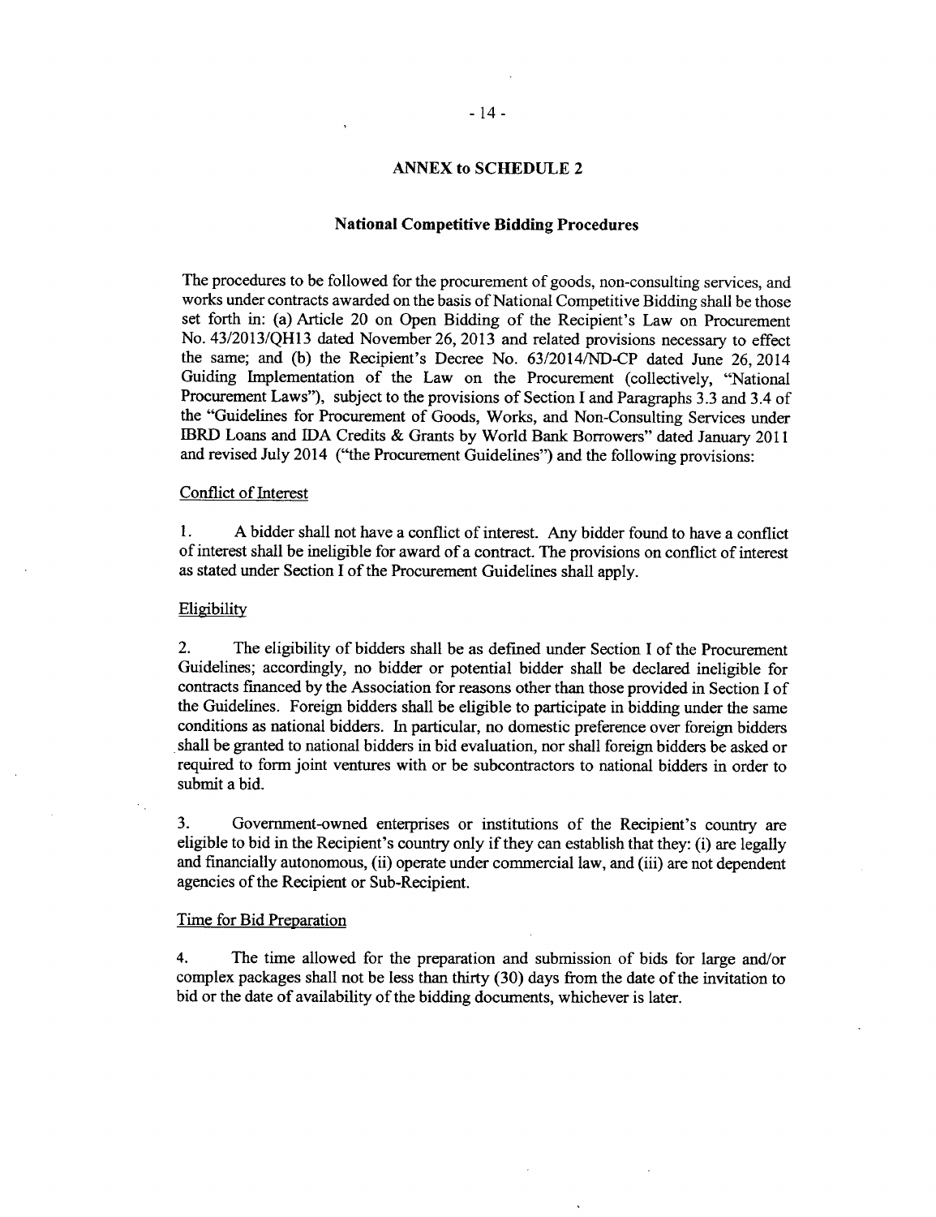## ANNEX to SCHEDULE 2

### National Competitive Bidding Procedures

The procedures to be followed for the procurement of goods, non-consulting services, and works under contracts awarded on the basis of National Competitive Bidding shall be those set forth in: (a) Article 20 on Open Bidding of the Recipient's Law on Procurement No. 43/2013/QH13 dated November 26, 2013 and related provisions necessary to effect the same; and (b) the Recipient's Decree No. 63/2014/ND-CP dated June 26, 2014 Guiding Implementation of the Law on the Procurement (collectively, "National Procurement Laws"), subject to the provisions of Section I and Paragraphs 3.3 and 3.4 of the "Guidelines for Procurement of Goods, Works, and Non-Consulting Services under IBRD Loans and IDA Credits & Grants by World Bank Borrowers" dated January 2011 and revised July 2014 ("the Procurement Guidelines") and the following provisions:

Conflict of Interest

1. A bidder shall not have a conflict of interest. Any bidder found to have a conflict of interest shall be ineligible for award of a contract. The provisions on conflict of interest as stated under Section I of the Procurement Guidelines shall apply.

Eligibility

2. The eligibility of bidders shall be as defined under Section I of the Procurement Guidelines; accordingly, no bidder or potential bidder shall be declared ineligible for contracts financed by the Association for reasons other than those provided in Section I of the Guidelines. Foreign bidders shall be eligible to participate in bidding under the same conditions as national bidders. In particular, no domestic preference over foreign bidders shall be granted to national bidders in bid evaluation, nor shall foreign bidders be asked or required to form joint ventures with or be subcontractors to national bidders in order to submit a bid.

3. Government-owned enterprises or institutions of the Recipient's country are eligible to bid in the Recipient's country only if they can establish that they: (i) are legally and financially autonomous, (ii) operate under commercial law, and (iii) are not dependent agencies of the Recipient or Sub-Recipient.

Time for Bid Preparation

4. The time allowed for the preparation and submission of bids for large and/or complex packages shall not be less than thirty (30) days from the date of the invitation to bid or the date of availability of the bidding documents, whichever is later.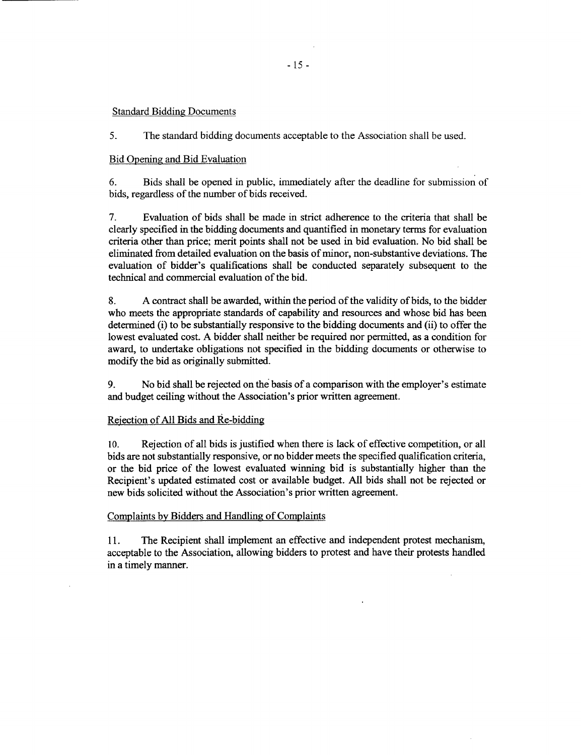Standard Bidding Documents

5. The standard bidding documents acceptable to the Association shall be used.

Bid Opening and Bid Evaluation

6. Bids shall be opened in public, immediately after the deadline for submission of bids, regardless of the number of bids received.

7. Evaluation of bids shall be made in strict adherence to the criteria that shall be clearly specified in the bidding documents and quantified in monetary terms for evaluation criteria other than price; merit points shall not be used in bid evaluation. No bid shall be eliminated from detailed evaluation on the basis of minor, non-substantive deviations. The evaluation of bidder's qualifications shall be conducted separately subsequent to the technical and commercial evaluation of the bid.

8. A contract shall be awarded, within the period of the validity of bids, to the bidder who meets the appropriate standards of capability and resources and whose bid has been determined (i) to be substantially responsive to the bidding documents and (ii) to offer the lowest evaluated cost. A bidder shall neither be required nor permitted, as a condition for award, to undertake obligations not specified in the bidding documents or otherwise to modify the bid as originally submitted.

9. No bid shall be rejected on the basis of a comparison with the employer's estimate and budget ceiling without the Association's prior written agreement.

Rejection of All Bids and Re-bidding

10. Rejection of all bids is justified when there is lack of effective competition, or all bids are not substantially responsive, or no bidder meets the specified qualification criteria, or the bid price of the lowest evaluated winning bid is substantially higher than the Recipient's updated estimated cost or available budget. All bids shall not be rejected or new bids solicited without the Association's prior written agreement.

Complaints by Bidders and Handling of Complaints

11. The Recipient shall implement an effective and independent protest mechanism, acceptable to the Association, allowing bidders to protest and have their protests handled in a timely manner.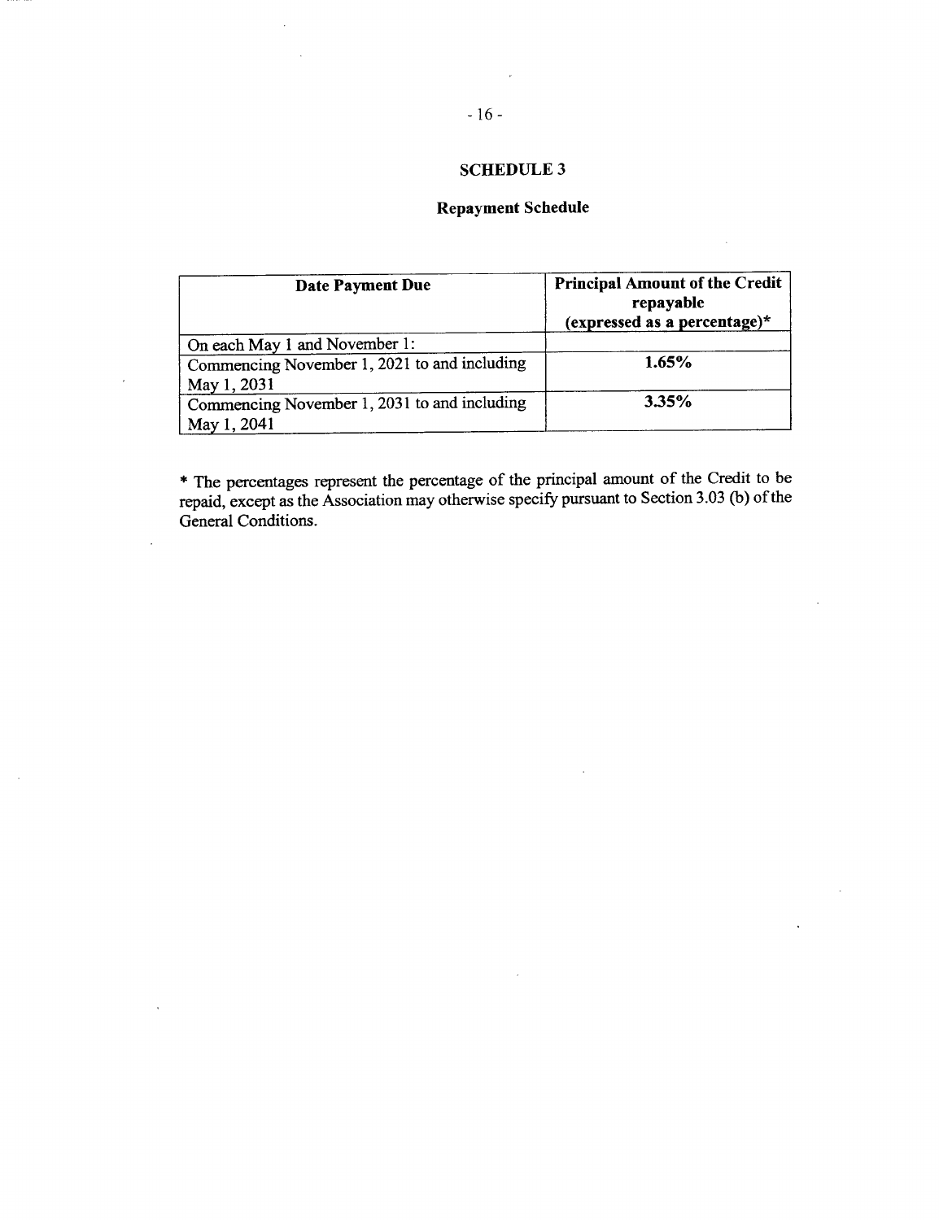## SCHEDULE 3

### Repayment Schedule

| Date Payment Due | Principal Amount of the Credit repayable (expressed as a percentage)* |
|---|---|
| On each May 1 and November 1: | |
| Commencing November 1, 2021 to and including May 1, 2031 | **1.65%** |
| Commencing November 1, 2031 to and including May 1, 2041 | **3.35%** |

* The percentages represent the percentage of the principal amount of the Credit to be repaid, except as the Association may otherwise specify pursuant to Section 3.03 (b) of the General Conditions.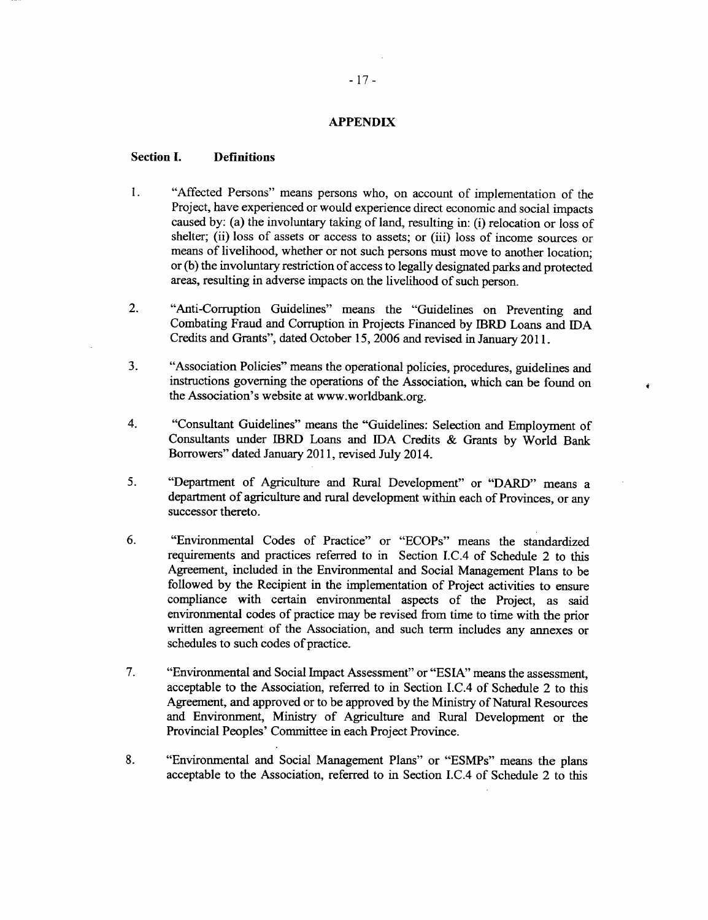## APPENDIX

### Section I. Definitions

1. "Affected Persons" means persons who, on account of implementation of the Project, have experienced or would experience direct economic and social impacts caused by: (a) the involuntary taking of land, resulting in: (i) relocation or loss of shelter; (ii) loss of assets or access to assets; or (iii) loss of income sources or means of livelihood, whether or not such persons must move to another location; or (b) the involuntary restriction of access to legally designated parks and protected areas, resulting in adverse impacts on the livelihood of such person.

2. "Anti-Corruption Guidelines" means the "Guidelines on Preventing and Combating Fraud and Corruption in Projects Financed by IBRD Loans and IDA Credits and Grants", dated October 15, 2006 and revised in January 2011.

3. "Association Policies" means the operational policies, procedures, guidelines and instructions governing the operations of the Association, which can be found on the Association's website at www.worldbank.org.

4. "Consultant Guidelines" means the "Guidelines: Selection and Employment of Consultants under IBRD Loans and IDA Credits & Grants by World Bank Borrowers" dated January 2011, revised July 2014.

5. "Department of Agriculture and Rural Development" or "DARD" means a department of agriculture and rural development within each of Provinces, or any successor thereto.

6. "Environmental Codes of Practice" or "ECOPs" means the standardized requirements and practices referred to in Section I.C.4 of Schedule 2 to this Agreement, included in the Environmental and Social Management Plans to be followed by the Recipient in the implementation of Project activities to ensure compliance with certain environmental aspects of the Project, as said environmental codes of practice may be revised from time to time with the prior written agreement of the Association, and such term includes any annexes or schedules to such codes of practice.

7. "Environmental and Social Impact Assessment" or "ESIA" means the assessment, acceptable to the Association, referred to in Section I.C.4 of Schedule 2 to this Agreement, and approved or to be approved by the Ministry of Natural Resources and Environment, Ministry of Agriculture and Rural Development or the Provincial Peoples' Committee in each Project Province.

8. "Environmental and Social Management Plans" or "ESMPs" means the plans acceptable to the Association, referred to in Section I.C.4 of Schedule 2 to this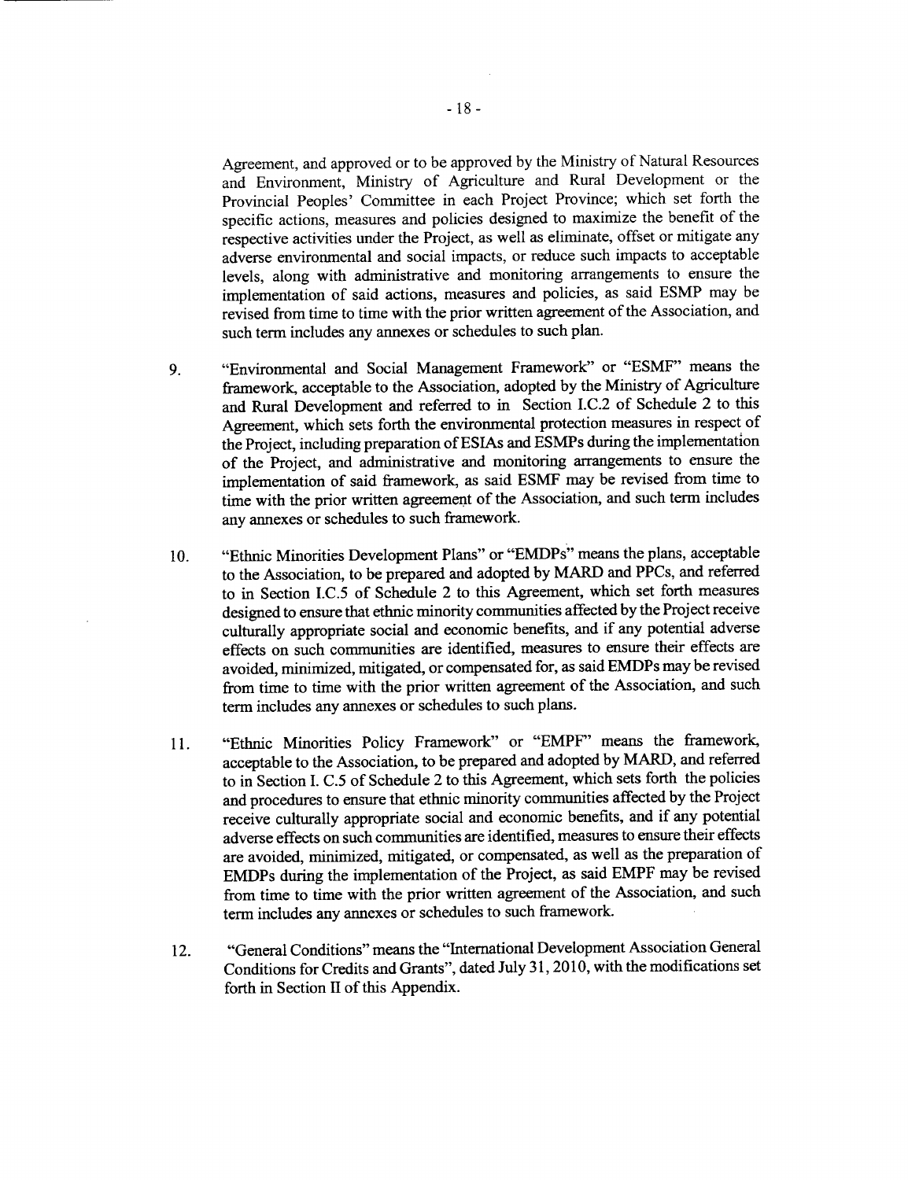Agreement, and approved or to be approved by the Ministry of Natural Resources and Environment, Ministry of Agriculture and Rural Development or the Provincial Peoples' Committee in each Project Province; which set forth the specific actions, measures and policies designed to maximize the benefit of the respective activities under the Project, as well as eliminate, offset or mitigate any adverse environmental and social impacts, or reduce such impacts to acceptable levels, along with administrative and monitoring arrangements to ensure the implementation of said actions, measures and policies, as said ESMP may be revised from time to time with the prior written agreement of the Association, and such term includes any annexes or schedules to such plan.

9. "Environmental and Social Management Framework" or "ESMF" means the framework, acceptable to the Association, adopted by the Ministry of Agriculture and Rural Development and referred to in Section I.C.2 of Schedule 2 to this Agreement, which sets forth the environmental protection measures in respect of the Project, including preparation of ESIAs and ESMPs during the implementation of the Project, and administrative and monitoring arrangements to ensure the implementation of said framework, as said ESMF may be revised from time to time with the prior written agreement of the Association, and such term includes any annexes or schedules to such framework.

10. "Ethnic Minorities Development Plans" or "EMDPs" means the plans, acceptable to the Association, to be prepared and adopted by MARD and PPCs, and referred to in Section I.C.5 of Schedule 2 to this Agreement, which set forth measures designed to ensure that ethnic minority communities affected by the Project receive culturally appropriate social and economic benefits, and if any potential adverse effects on such communities are identified, measures to ensure their effects are avoided, minimized, mitigated, or compensated for, as said EMDPs may be revised from time to time with the prior written agreement of the Association, and such term includes any annexes or schedules to such plans.

11. "Ethnic Minorities Policy Framework" or "EMPF" means the framework, acceptable to the Association, to be prepared and adopted by MARD, and referred to in Section I. C.5 of Schedule 2 to this Agreement, which sets forth the policies and procedures to ensure that ethnic minority communities affected by the Project receive culturally appropriate social and economic benefits, and if any potential adverse effects on such communities are identified, measures to ensure their effects are avoided, minimized, mitigated, or compensated, as well as the preparation of EMDPs during the implementation of the Project, as said EMPF may be revised from time to time with the prior written agreement of the Association, and such term includes any annexes or schedules to such framework.

12. "General Conditions" means the "International Development Association General Conditions for Credits and Grants", dated July 31, 2010, with the modifications set forth in Section II of this Appendix.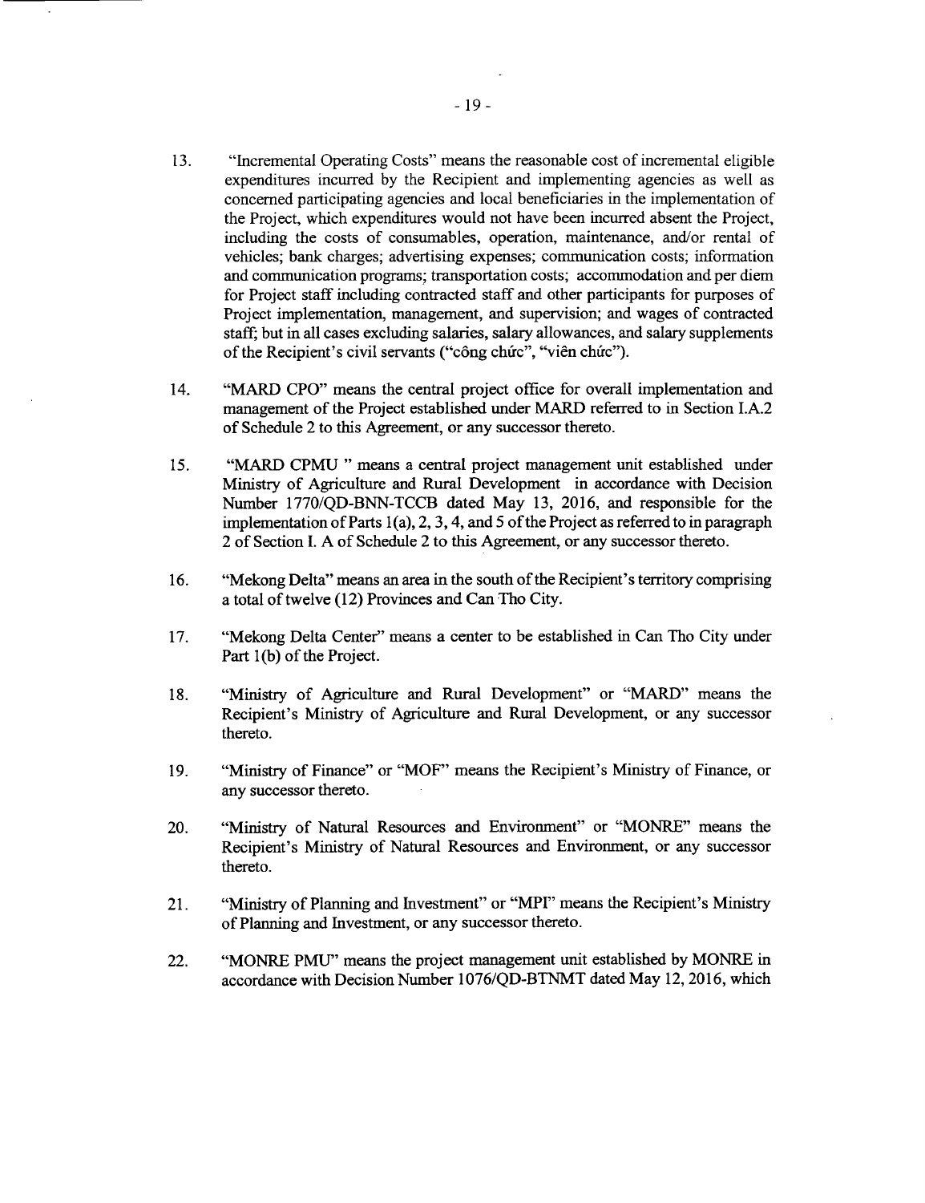13. "Incremental Operating Costs" means the reasonable cost of incremental eligible expenditures incurred by the Recipient and implementing agencies as well as concerned participating agencies and local beneficiaries in the implementation of the Project, which expenditures would not have been incurred absent the Project, including the costs of consumables, operation, maintenance, and/or rental of vehicles; bank charges; advertising expenses; communication costs; information and communication programs; transportation costs; accommodation and per diem for Project staff including contracted staff and other participants for purposes of Project implementation, management, and supervision; and wages of contracted staff; but in all cases excluding salaries, salary allowances, and salary supplements of the Recipient's civil servants ("công chức", "viên chức").

14. "MARD CPO" means the central project office for overall implementation and management of the Project established under MARD referred to in Section I.A.2 of Schedule 2 to this Agreement, or any successor thereto.

15. "MARD CPMU " means a central project management unit established under Ministry of Agriculture and Rural Development in accordance with Decision Number 1770/QD-BNN-TCCB dated May 13, 2016, and responsible for the implementation of Parts 1(a), 2, 3, 4, and 5 of the Project as referred to in paragraph 2 of Section I. A of Schedule 2 to this Agreement, or any successor thereto.

16. "Mekong Delta" means an area in the south of the Recipient's territory comprising a total of twelve (12) Provinces and Can Tho City.

17. "Mekong Delta Center" means a center to be established in Can Tho City under Part 1(b) of the Project.

18. "Ministry of Agriculture and Rural Development" or "MARD" means the Recipient's Ministry of Agriculture and Rural Development, or any successor thereto.

19. "Ministry of Finance" or "MOF" means the Recipient's Ministry of Finance, or any successor thereto.

20. "Ministry of Natural Resources and Environment" or "MONRE" means the Recipient's Ministry of Natural Resources and Environment, or any successor thereto.

21. "Ministry of Planning and Investment" or "MPI" means the Recipient's Ministry of Planning and Investment, or any successor thereto.

22. "MONRE PMU" means the project management unit established by MONRE in accordance with Decision Number 1076/QD-BTNMT dated May 12, 2016, which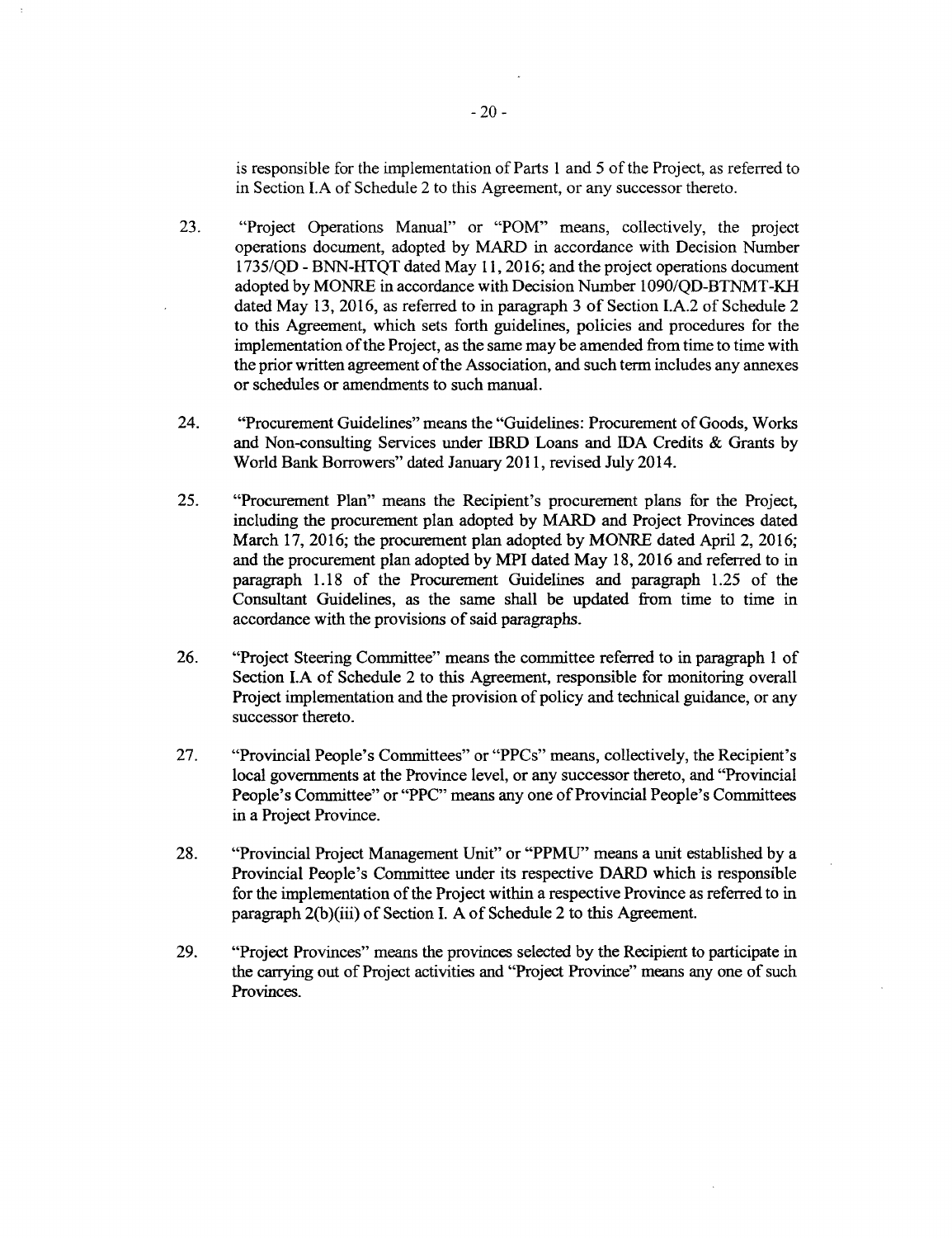is responsible for the implementation of Parts 1 and 5 of the Project, as referred to in Section I.A of Schedule 2 to this Agreement, or any successor thereto.

23. "Project Operations Manual" or "POM" means, collectively, the project operations document, adopted by MARD in accordance with Decision Number 1735/QD - BNN-HTQT dated May 11, 2016; and the project operations document adopted by MONRE in accordance with Decision Number 1090/QD-BTNMT-KH dated May 13, 2016, as referred to in paragraph 3 of Section I.A.2 of Schedule 2 to this Agreement, which sets forth guidelines, policies and procedures for the implementation of the Project, as the same may be amended from time to time with the prior written agreement of the Association, and such term includes any annexes or schedules or amendments to such manual.

24. "Procurement Guidelines" means the "Guidelines: Procurement of Goods, Works and Non-consulting Services under IBRD Loans and IDA Credits & Grants by World Bank Borrowers" dated January 2011, revised July 2014.

25. "Procurement Plan" means the Recipient's procurement plans for the Project, including the procurement plan adopted by MARD and Project Provinces dated March 17, 2016; the procurement plan adopted by MONRE dated April 2, 2016; and the procurement plan adopted by MPI dated May 18, 2016 and referred to in paragraph 1.18 of the Procurement Guidelines and paragraph 1.25 of the Consultant Guidelines, as the same shall be updated from time to time in accordance with the provisions of said paragraphs.

26. "Project Steering Committee" means the committee referred to in paragraph 1 of Section I.A of Schedule 2 to this Agreement, responsible for monitoring overall Project implementation and the provision of policy and technical guidance, or any successor thereto.

27. "Provincial People's Committees" or "PPCs" means, collectively, the Recipient's local governments at the Province level, or any successor thereto, and "Provincial People's Committee" or "PPC" means any one of Provincial People's Committees in a Project Province.

28. "Provincial Project Management Unit" or "PPMU" means a unit established by a Provincial People's Committee under its respective DARD which is responsible for the implementation of the Project within a respective Province as referred to in paragraph 2(b)(iii) of Section I. A of Schedule 2 to this Agreement.

29. "Project Provinces" means the provinces selected by the Recipient to participate in the carrying out of Project activities and "Project Province" means any one of such Provinces.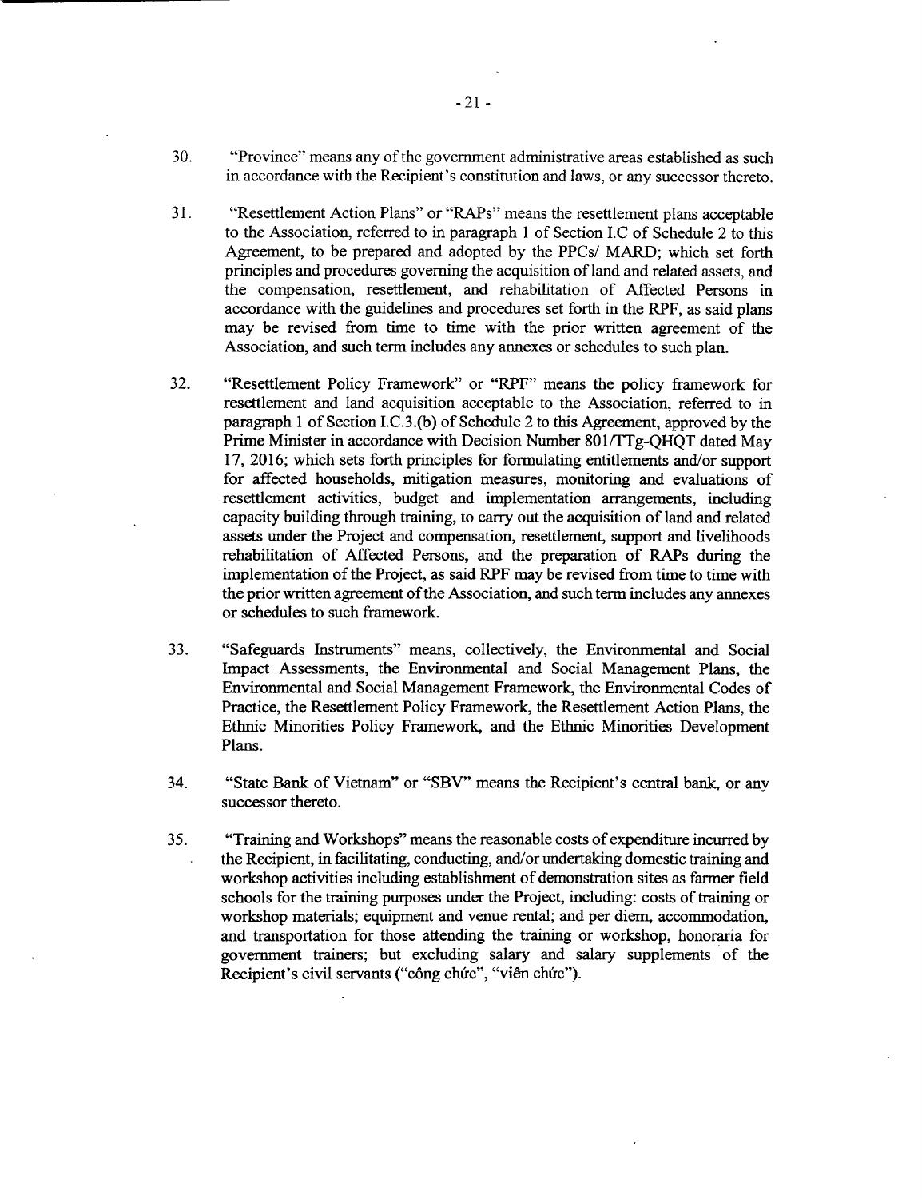30. "Province" means any of the government administrative areas established as such in accordance with the Recipient's constitution and laws, or any successor thereto.

31. "Resettlement Action Plans" or "RAPs" means the resettlement plans acceptable to the Association, referred to in paragraph 1 of Section I.C of Schedule 2 to this Agreement, to be prepared and adopted by the PPCs/ MARD; which set forth principles and procedures governing the acquisition of land and related assets, and the compensation, resettlement, and rehabilitation of Affected Persons in accordance with the guidelines and procedures set forth in the RPF, as said plans may be revised from time to time with the prior written agreement of the Association, and such term includes any annexes or schedules to such plan.

32. "Resettlement Policy Framework" or "RPF" means the policy framework for resettlement and land acquisition acceptable to the Association, referred to in paragraph 1 of Section I.C.3.(b) of Schedule 2 to this Agreement, approved by the Prime Minister in accordance with Decision Number 801/TTg-QHQT dated May 17, 2016; which sets forth principles for formulating entitlements and/or support for affected households, mitigation measures, monitoring and evaluations of resettlement activities, budget and implementation arrangements, including capacity building through training, to carry out the acquisition of land and related assets under the Project and compensation, resettlement, support and livelihoods rehabilitation of Affected Persons, and the preparation of RAPs during the implementation of the Project, as said RPF may be revised from time to time with the prior written agreement of the Association, and such term includes any annexes or schedules to such framework.

33. "Safeguards Instruments" means, collectively, the Environmental and Social Impact Assessments, the Environmental and Social Management Plans, the Environmental and Social Management Framework, the Environmental Codes of Practice, the Resettlement Policy Framework, the Resettlement Action Plans, the Ethnic Minorities Policy Framework, and the Ethnic Minorities Development Plans.

34. "State Bank of Vietnam" or "SBV" means the Recipient's central bank, or any successor thereto.

35. "Training and Workshops" means the reasonable costs of expenditure incurred by the Recipient, in facilitating, conducting, and/or undertaking domestic training and workshop activities including establishment of demonstration sites as farmer field schools for the training purposes under the Project, including: costs of training or workshop materials; equipment and venue rental; and per diem, accommodation, and transportation for those attending the training or workshop, honoraria for government trainers; but excluding salary and salary supplements of the Recipient's civil servants ("công chức", "viên chức").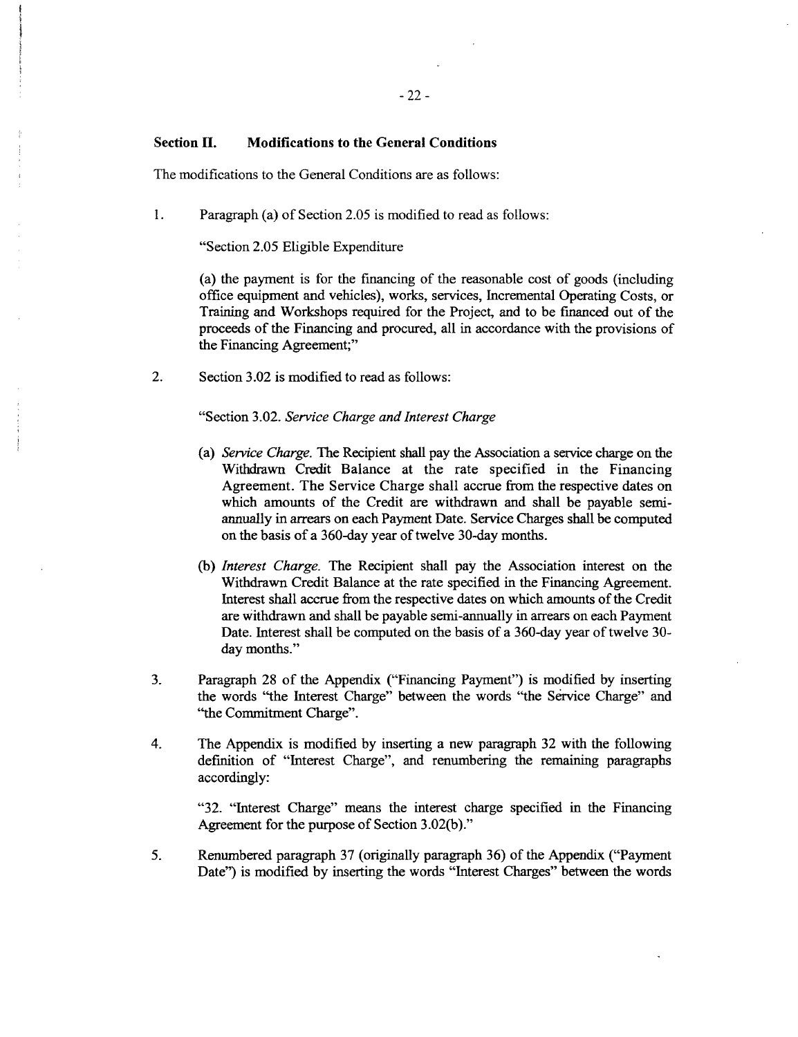## Section II. Modifications to the General Conditions

The modifications to the General Conditions are as follows:

1. Paragraph (a) of Section 2.05 is modified to read as follows:

   "Section 2.05 Eligible Expenditure

   (a) the payment is for the financing of the reasonable cost of goods (including office equipment and vehicles), works, services, Incremental Operating Costs, or Training and Workshops required for the Project, and to be financed out of the proceeds of the Financing and procured, all in accordance with the provisions of the Financing Agreement;"

2. Section 3.02 is modified to read as follows:

   "Section 3.02. *Service Charge and Interest Charge*

   (a) *Service Charge.* The Recipient shall pay the Association a service charge on the Withdrawn Credit Balance at the rate specified in the Financing Agreement. The Service Charge shall accrue from the respective dates on which amounts of the Credit are withdrawn and shall be payable semi-annually in arrears on each Payment Date. Service Charges shall be computed on the basis of a 360-day year of twelve 30-day months.

   (b) *Interest Charge.* The Recipient shall pay the Association interest on the Withdrawn Credit Balance at the rate specified in the Financing Agreement. Interest shall accrue from the respective dates on which amounts of the Credit are withdrawn and shall be payable semi-annually in arrears on each Payment Date. Interest shall be computed on the basis of a 360-day year of twelve 30-day months."

3. Paragraph 28 of the Appendix ("Financing Payment") is modified by inserting the words "the Interest Charge" between the words "the Service Charge" and "the Commitment Charge".

4. The Appendix is modified by inserting a new paragraph 32 with the following definition of "Interest Charge", and renumbering the remaining paragraphs accordingly:

   "32. "Interest Charge" means the interest charge specified in the Financing Agreement for the purpose of Section 3.02(b)."

5. Renumbered paragraph 37 (originally paragraph 36) of the Appendix ("Payment Date") is modified by inserting the words "Interest Charges" between the words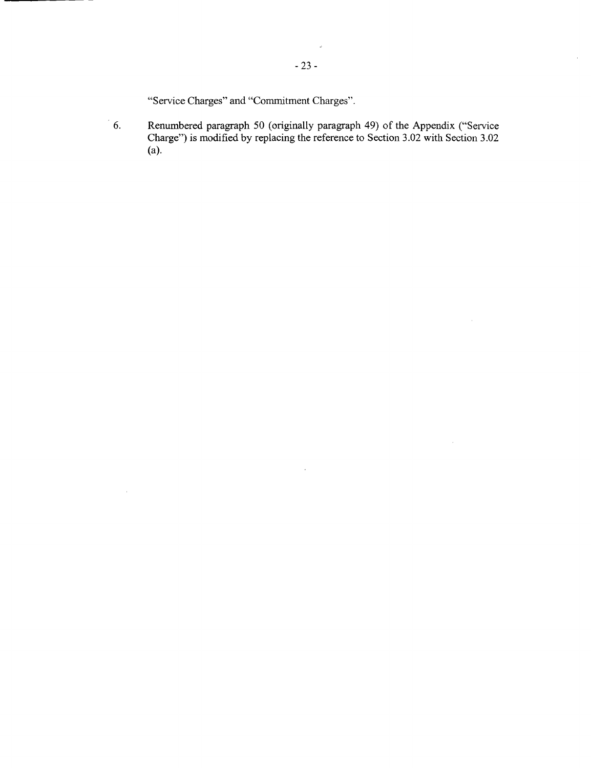"Service Charges" and "Commitment Charges".

6. Renumbered paragraph 50 (originally paragraph 49) of the Appendix ("Service Charge") is modified by replacing the reference to Section 3.02 with Section 3.02 (a).